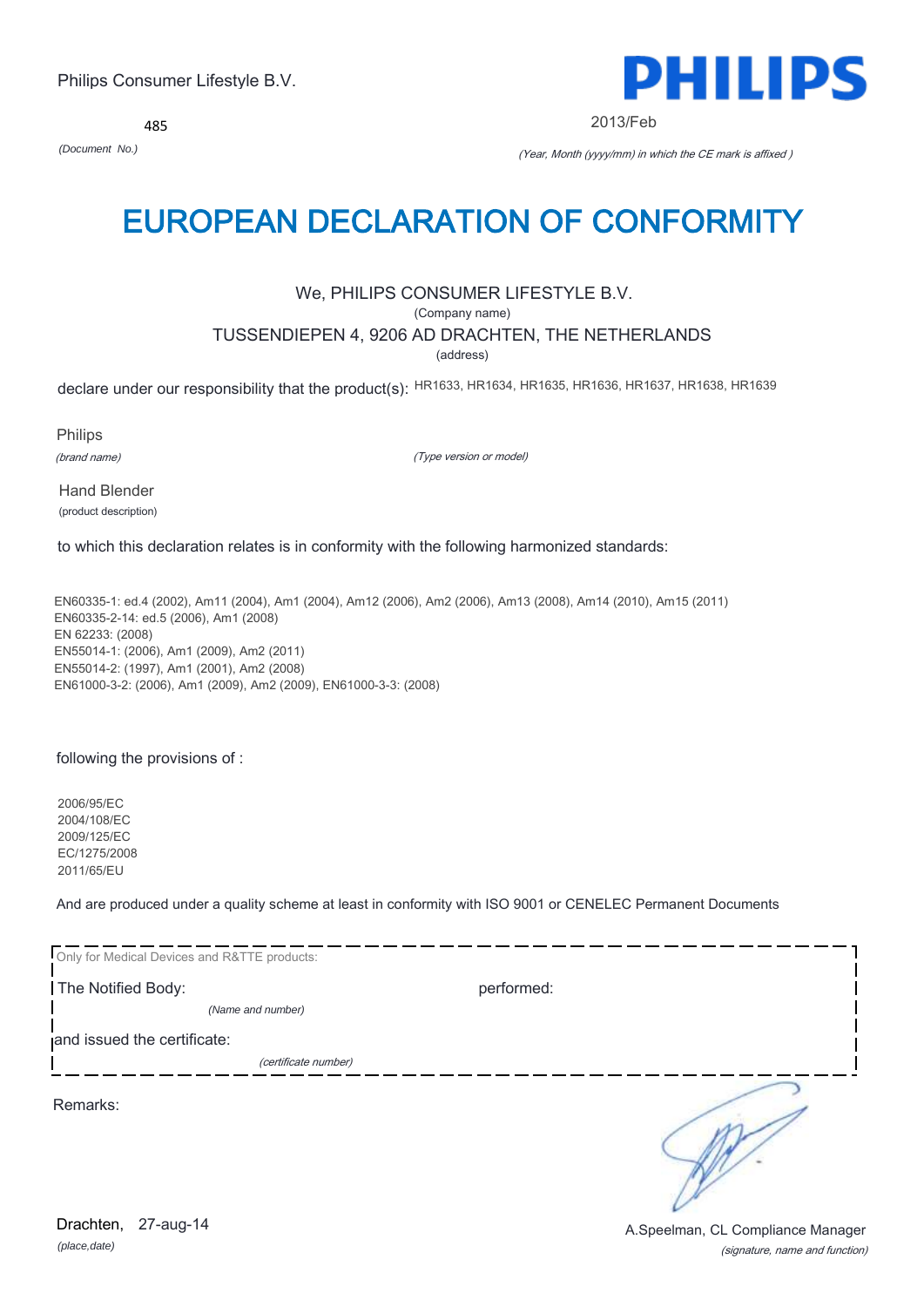Philips Consumer Lifestyle B.V.

PHILIPS

485

*(Document No.)*

2013/Feb

*(Year, Month (yyyy/mm) in which the CE mark is affixed )*

# EUROPEAN DECLARATION OF CONFORMITY

We, PHILIPS CONSUMER LIFESTYLE B.V.

(Company name)

TUSSENDIEPEN 4, 9206 AD DRACHTEN, THE NETHERLANDS

(address)

declare under our responsibility that the product(s): HR1633, HR1634, HR1635, HR1636, HR1637, HR1638, HR1639

Philips

*(brand name)*

*(Type version or model)*

Hand Blender

(product description)

to which this declaration relates is in conformity with the following harmonized standards:

EN60335-1: ed.4 (2002), Am11 (2004), Am1 (2004), Am12 (2006), Am2 (2006), Am13 (2008), Am14 (2010), Am15 (2011)
EN60335-2-14: ed.5 (2006), Am1 (2008)
EN 62233: (2008)
EN55014-1: (2006), Am1 (2009), Am2 (2011)
EN55014-2: (1997), Am1 (2001), Am2 (2008)
EN61000-3-2: (2006), Am1 (2009), Am2 (2009), EN61000-3-3: (2008)

following the provisions of :

2006/95/EC
2004/108/EC
2009/125/EC
EC/1275/2008
2011/65/EU

And are produced under a quality scheme at least in conformity with ISO 9001 or CENELEC Permanent Documents

Only for Medical Devices and R&TTE products:

The Notified Body: performed:

*(Name and number)*

and issued the certificate:

*(certificate number)*

Remarks:

Drachten, 27-aug-14

*(place,date)*

A.Speelman, CL Compliance Manager

*(signature, name and function)*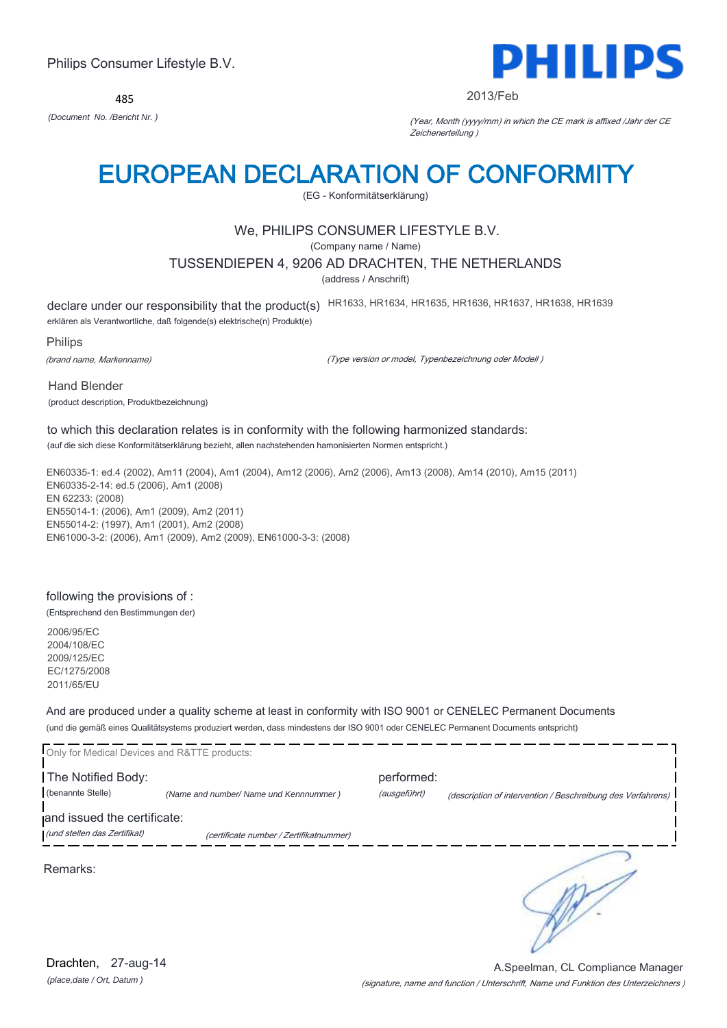Philips Consumer Lifestyle B.V.

485

*(Document No. /Bericht Nr. )*

PHILIPS

2013/Feb

*(Year, Month (yyyy/mm) in which the CE mark is affixed /Jahr der CE Zeichenerteilung )*

# EUROPEAN DECLARATION OF CONFORMITY

(EG - Konformitätserklärung)

We, PHILIPS CONSUMER LIFESTYLE B.V.

(Company name / Name)

TUSSENDIEPEN 4, 9206 AD DRACHTEN, THE NETHERLANDS

(address / Anschrift)

declare under our responsibility that the product(s) HR1633, HR1634, HR1635, HR1636, HR1637, HR1638, HR1639

erklären als Verantwortliche, daß folgende(s) elektrische(n) Produkt(e)

Philips

*(brand name, Markenname)*

*(Type version or model, Typenbezeichnung oder Modell )*

Hand Blender

(product description, Produktbezeichnung)

to which this declaration relates is in conformity with the following harmonized standards:

(auf die sich diese Konformitätserklärung bezieht, allen nachstehenden hamonisierten Normen entspricht.)

EN60335-1: ed.4 (2002), Am11 (2004), Am1 (2004), Am12 (2006), Am2 (2006), Am13 (2008), Am14 (2010), Am15 (2011)
EN60335-2-14: ed.5 (2006), Am1 (2008)
EN 62233: (2008)
EN55014-1: (2006), Am1 (2009), Am2 (2011)
EN55014-2: (1997), Am1 (2001), Am2 (2008)
EN61000-3-2: (2006), Am1 (2009), Am2 (2009), EN61000-3-3: (2008)

following the provisions of :

(Entsprechend den Bestimmungen der)

2006/95/EC
2004/108/EC
2009/125/EC
EC/1275/2008
2011/65/EU

And are produced under a quality scheme at least in conformity with ISO 9001 or CENELEC Permanent Documents

(und die gemäß eines Qualitätsystems produziert werden, dass mindestens der ISO 9001 oder CENELEC Permanent Documents entspricht)

Only for Medical Devices and R&TTE products:

The Notified Body: performed:

(benannte Stelle) *(Name and number/ Name und Kennnummer )* *(ausgeführt)* *(description of intervention / Beschreibung des Verfahrens)*

and issued the certificate:

*(und stellen das Zertifikat)* *(certificate number / Zertifikatnummer)*

Remarks:

Drachten, 27-aug-14

*(place,date / Ort, Datum )*

A.Speelman, CL Compliance Manager

*(signature, name and function / Unterschrift, Name und Funktion des Unterzeichners )*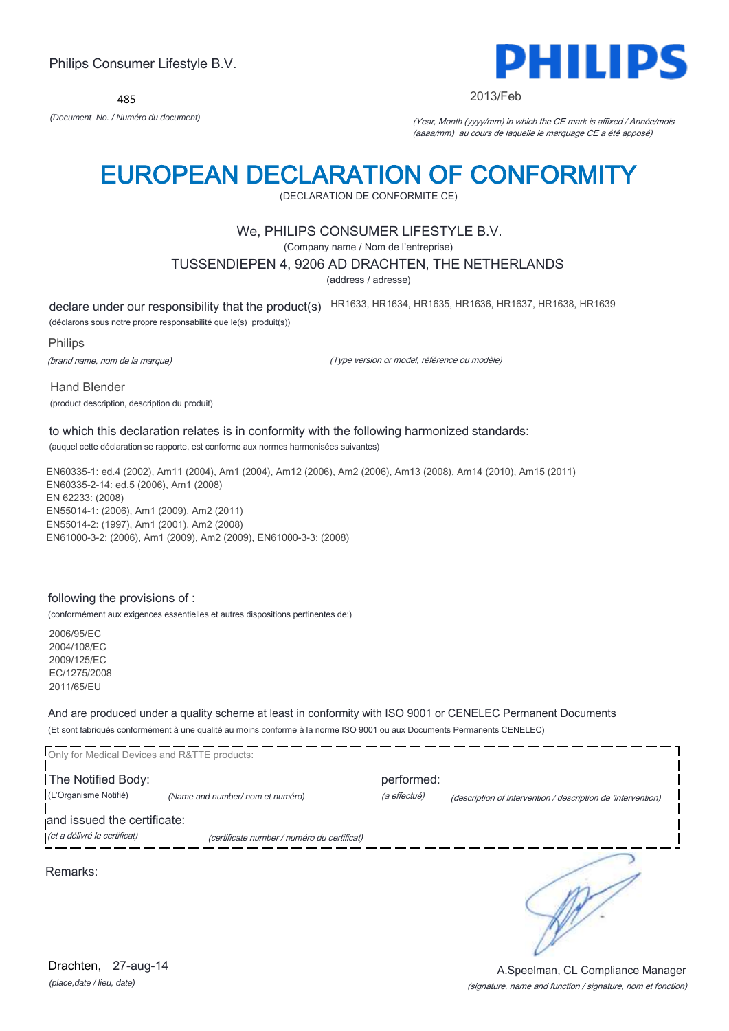Philips Consumer Lifestyle B.V.

**PHILIPS**

485

*(Document No. / Numéro du document)*

2013/Feb

*(Year, Month (yyyy/mm) in which the CE mark is affixed / Année/mois (aaaa/mm) au cours de laquelle le marquage CE a été apposé)*

# EUROPEAN DECLARATION OF CONFORMITY

(DECLARATION DE CONFORMITE CE)

We, PHILIPS CONSUMER LIFESTYLE B.V.

(Company name / Nom de l'entreprise)

TUSSENDIEPEN 4, 9206 AD DRACHTEN, THE NETHERLANDS

(address / adresse)

declare under our responsibility that the product(s) HR1633, HR1634, HR1635, HR1636, HR1637, HR1638, HR1639

(déclarons sous notre propre responsabilité que le(s) produit(s))

Philips

*(brand name, nom de la marque)*

*(Type version or model, référence ou modèle)*

Hand Blender

(product description, description du produit)

to which this declaration relates is in conformity with the following harmonized standards:

(auquel cette déclaration se rapporte, est conforme aux normes harmonisées suivantes)

EN60335-1: ed.4 (2002), Am11 (2004), Am1 (2004), Am12 (2006), Am2 (2006), Am13 (2008), Am14 (2010), Am15 (2011)
EN60335-2-14: ed.5 (2006), Am1 (2008)
EN 62233: (2008)
EN55014-1: (2006), Am1 (2009), Am2 (2011)
EN55014-2: (1997), Am1 (2001), Am2 (2008)
EN61000-3-2: (2006), Am1 (2009), Am2 (2009), EN61000-3-3: (2008)

following the provisions of :

(conformément aux exigences essentielles et autres dispositions pertinentes de:)

2006/95/EC
2004/108/EC
2009/125/EC
EC/1275/2008
2011/65/EU

And are produced under a quality scheme at least in conformity with ISO 9001 or CENELEC Permanent Documents

(Et sont fabriqués conformément à une qualité au moins conforme à la norme ISO 9001 ou aux Documents Permanents CENELEC)

Only for Medical Devices and R&TTE products:

The Notified Body: performed:

(L'Organisme Notifié) *(Name and number/ nom et numéro)* *(a effectué)* *(description of intervention / description de 'intervention)*

and issued the certificate:

*(et a délivré le certificat)* *(certificate number / numéro du certificat)*

Remarks:

Drachten, 27-aug-14

*(place,date / lieu, date)*

A.Speelman, CL Compliance Manager

*(signature, name and function / signature, nom et fonction)*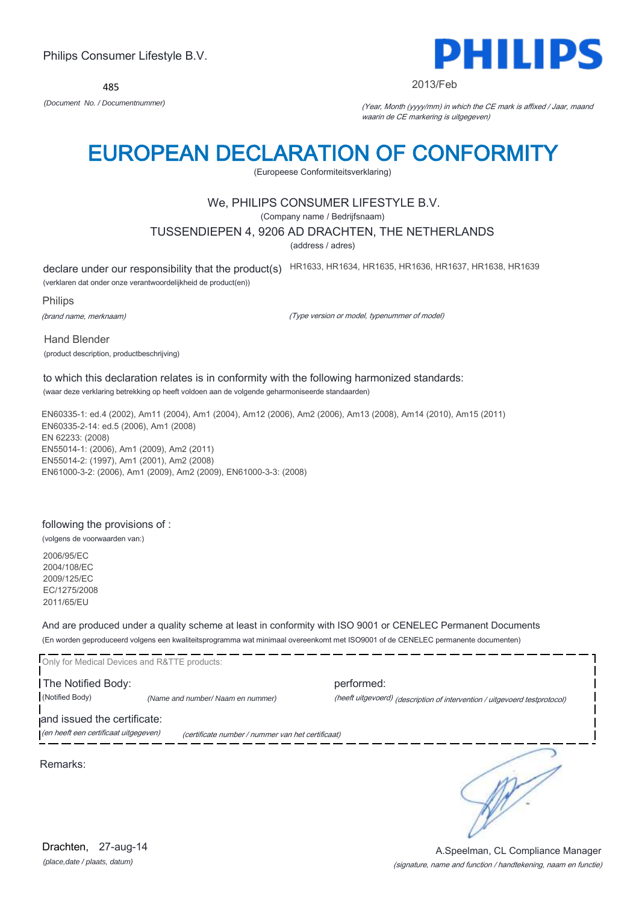Philips Consumer Lifestyle B.V.

PHILIPS

485

*(Document No. / Documentnummer)*

2013/Feb

*(Year, Month (yyyy/mm) in which the CE mark is affixed / Jaar, maand waarin de CE markering is uitgegeven)*

# EUROPEAN DECLARATION OF CONFORMITY

(Europeese Conformiteitsverklaring)

We, PHILIPS CONSUMER LIFESTYLE B.V.

(Company name / Bedrijfsnaam)

TUSSENDIEPEN 4, 9206 AD DRACHTEN, THE NETHERLANDS

(address / adres)

declare under our responsibility that the product(s) HR1633, HR1634, HR1635, HR1636, HR1637, HR1638, HR1639

(verklaren dat onder onze verantwoordelijkheid de product(en))

Philips

*(brand name, merknaam)*

*(Type version or model, typenummer of model)*

Hand Blender

(product description, productbeschrijving)

to which this declaration relates is in conformity with the following harmonized standards:

(waar deze verklaring betrekking op heeft voldoen aan de volgende geharmoniseerde standaarden)

EN60335-1: ed.4 (2002), Am11 (2004), Am1 (2004), Am12 (2006), Am2 (2006), Am13 (2008), Am14 (2010), Am15 (2011)
EN60335-2-14: ed.5 (2006), Am1 (2008)
EN 62233: (2008)
EN55014-1: (2006), Am1 (2009), Am2 (2011)
EN55014-2: (1997), Am1 (2001), Am2 (2008)
EN61000-3-2: (2006), Am1 (2009), Am2 (2009), EN61000-3-3: (2008)

following the provisions of :

(volgens de voorwaarden van:)

2006/95/EC
2004/108/EC
2009/125/EC
EC/1275/2008
2011/65/EU

And are produced under a quality scheme at least in conformity with ISO 9001 or CENELEC Permanent Documents

(En worden geproduceerd volgens een kwaliteitsprogramma wat minimaal overeenkomt met ISO9001 of de CENELEC permanente documenten)

Only for Medical Devices and R&TTE products:

The Notified Body: (Notified Body) *(Name and number/ Naam en nummer)*

performed: *(heeft uitgevoerd) (description of intervention / uitgevoerd testprotocol)*

and issued the certificate: *(en heeft een certificaat uitgegeven)* *(certificate number / nummer van het certificaat)*

Remarks:

Drachten, 27-aug-14

*(place,date / plaats, datum)*

A.Speelman, CL Compliance Manager

*(signature, name and function / handtekening, naam en functie)*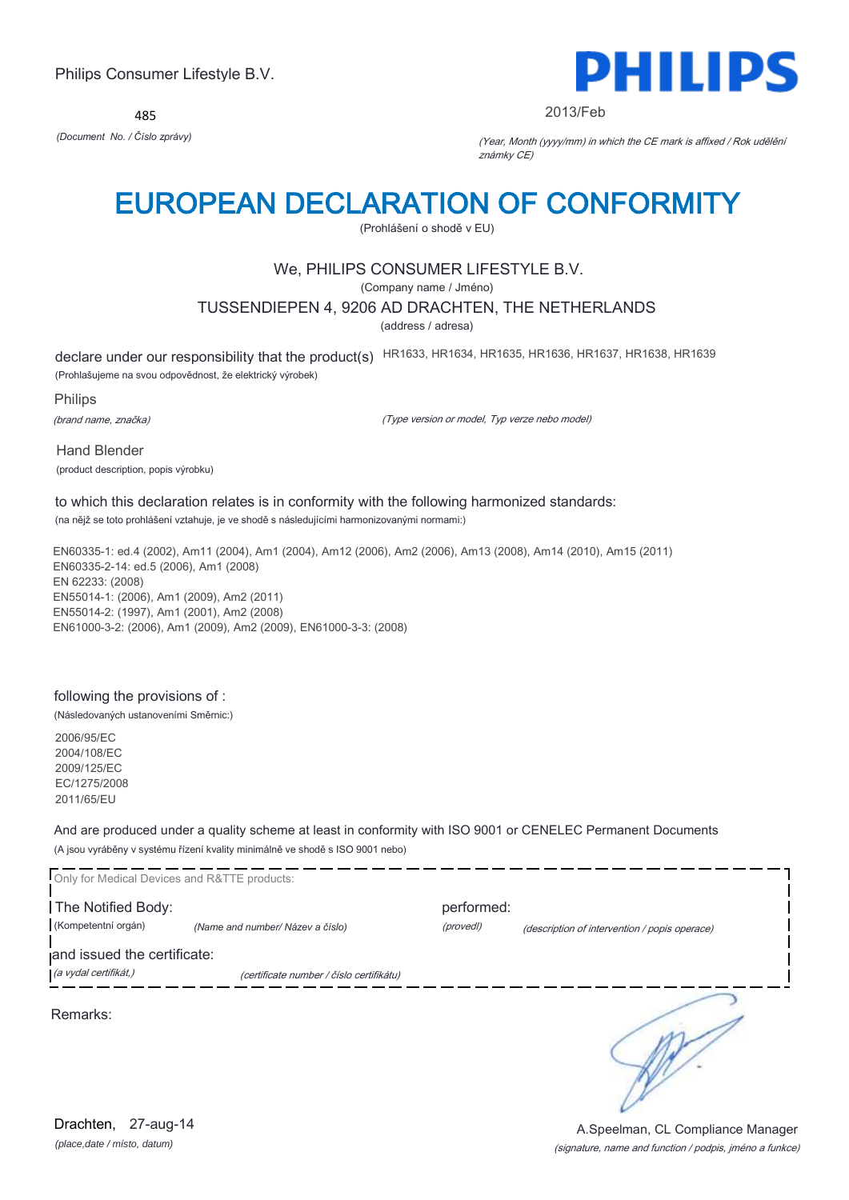Philips Consumer Lifestyle B.V.

485

*(Document No. / Číslo zprávy)*

PHILIPS

2013/Feb

*(Year, Month (yyyy/mm) in which the CE mark is affixed / Rok udělění známky CE)*

# EUROPEAN DECLARATION OF CONFORMITY

(Prohlášení o shodě v EU)

We, PHILIPS CONSUMER LIFESTYLE B.V.

(Company name / Jméno)

TUSSENDIEPEN 4, 9206 AD DRACHTEN, THE NETHERLANDS

(address / adresa)

declare under our responsibility that the product(s) HR1633, HR1634, HR1635, HR1636, HR1637, HR1638, HR1639

(Prohlašujeme na svou odpovědnost, že elektrický výrobek)

Philips

*(brand name, značka)*

*(Type version or model, Typ verze nebo model)*

Hand Blender

(product description, popis výrobku)

to which this declaration relates is in conformity with the following harmonized standards:

(na nějž se toto prohlášení vztahuje, je ve shodě s následujícími harmonizovanými normami:)

EN60335-1: ed.4 (2002), Am11 (2004), Am1 (2004), Am12 (2006), Am2 (2006), Am13 (2008), Am14 (2010), Am15 (2011)
EN60335-2-14: ed.5 (2006), Am1 (2008)
EN 62233: (2008)
EN55014-1: (2006), Am1 (2009), Am2 (2011)
EN55014-2: (1997), Am1 (2001), Am2 (2008)
EN61000-3-2: (2006), Am1 (2009), Am2 (2009), EN61000-3-3: (2008)

following the provisions of :

(Následovaných ustanoveními Směrnic:)

2006/95/EC
2004/108/EC
2009/125/EC
EC/1275/2008
2011/65/EU

And are produced under a quality scheme at least in conformity with ISO 9001 or CENELEC Permanent Documents

(A jsou vyráběny v systému řízení kvality minimálně ve shodě s ISO 9001 nebo)

Only for Medical Devices and R&TTE products:

The Notified Body: performed:

(Kompetentní orgán) *(Name and number/ Název a číslo)* *(provedl)* *(description of intervention / popis operace)*

and issued the certificate:

*(a vydal certifikát,)* *(certificate number / číslo certifikátu)*

Remarks:

Drachten, 27-aug-14

*(place,date / místo, datum)*

A.Speelman, CL Compliance Manager

*(signature, name and function / podpis, jméno a funkce)*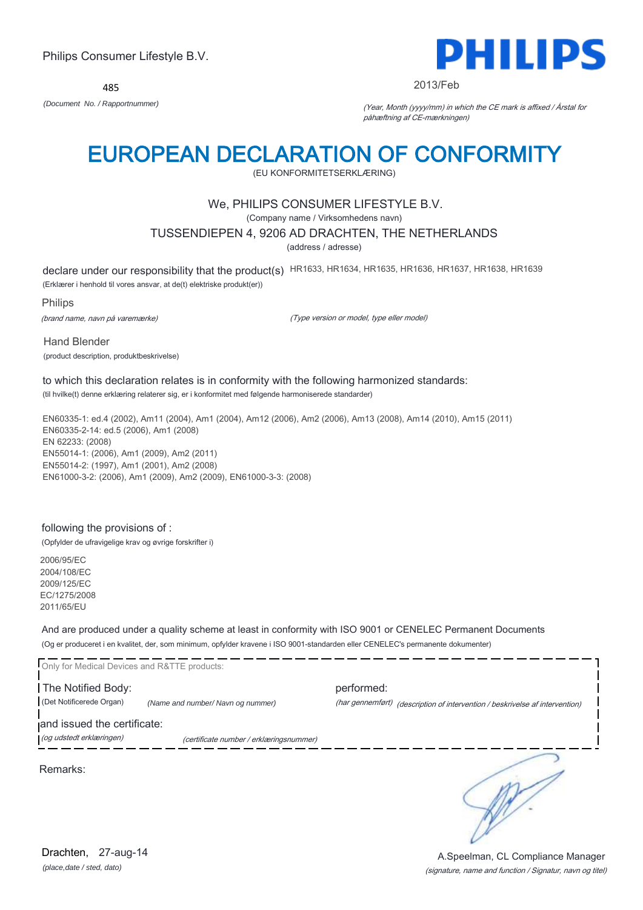Philips Consumer Lifestyle B.V.

**PHILIPS**

485

*(Document No. / Rapportnummer)*

2013/Feb

*(Year, Month (yyyy/mm) in which the CE mark is affixed / Årstal for påhæftning af CE-mærkningen)*

# EUROPEAN DECLARATION OF CONFORMITY

(EU KONFORMITETSERKLÆRING)

We, PHILIPS CONSUMER LIFESTYLE B.V.

(Company name / Virksomhedens navn)

TUSSENDIEPEN 4, 9206 AD DRACHTEN, THE NETHERLANDS

(address / adresse)

declare under our responsibility that the product(s) HR1633, HR1634, HR1635, HR1636, HR1637, HR1638, HR1639

(Erklærer i henhold til vores ansvar, at de(t) elektriske produkt(er))

Philips

*(brand name, navn på varemærke)*

*(Type version or model, type eller model)*

Hand Blender

(product description, produktbeskrivelse)

to which this declaration relates is in conformity with the following harmonized standards:

(til hvilke(t) denne erklæring relaterer sig, er i konformitet med følgende harmoniserede standarder)

EN60335-1: ed.4 (2002), Am11 (2004), Am1 (2004), Am12 (2006), Am2 (2006), Am13 (2008), Am14 (2010), Am15 (2011)
EN60335-2-14: ed.5 (2006), Am1 (2008)
EN 62233: (2008)
EN55014-1: (2006), Am1 (2009), Am2 (2011)
EN55014-2: (1997), Am1 (2001), Am2 (2008)
EN61000-3-2: (2006), Am1 (2009), Am2 (2009), EN61000-3-3: (2008)

following the provisions of :

(Opfylder de ufravigelige krav og øvrige forskrifter i)

2006/95/EC
2004/108/EC
2009/125/EC
EC/1275/2008
2011/65/EU

And are produced under a quality scheme at least in conformity with ISO 9001 or CENELEC Permanent Documents

(Og er produceret i en kvalitet, der, som minimum, opfylder kravene i ISO 9001-standarden eller CENELEC's permanente dokumenter)

Only for Medical Devices and R&TTE products:

The Notified Body: performed:

(Det Notificerede Organ) *(Name and number/ Navn og nummer)* *(har gennemført) (description of intervention / beskrivelse af intervention)*

and issued the certificate:

*(og udstedt erklæringen)* *(certificate number / erklæringsnummer)*

Remarks:

Drachten, 27-aug-14

*(place,date / sted, dato)*

A.Speelman, CL Compliance Manager

*(signature, name and function / Signatur, navn og titel)*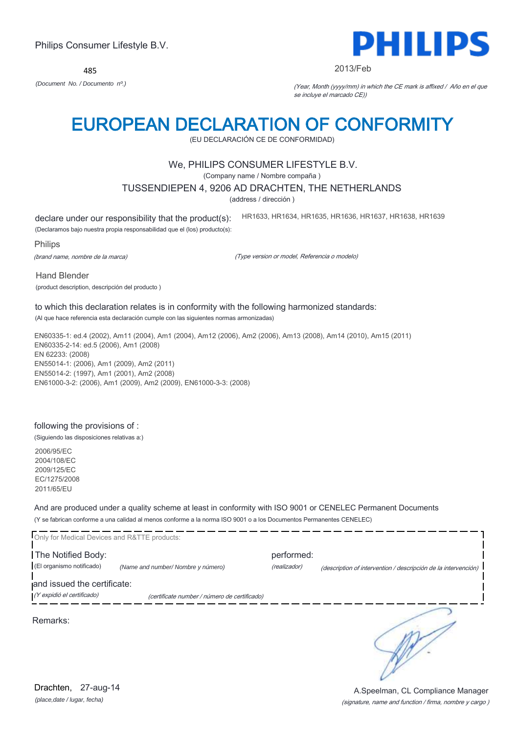Philips Consumer Lifestyle B.V.

485

*(Document No. / Documento nº.)*

PHILIPS

2013/Feb

*(Year, Month (yyyy/mm) in which the CE mark is affixed / Año en el que se incluye el marcado CE))*

# EUROPEAN DECLARATION OF CONFORMITY

(EU DECLARACIÓN CE DE CONFORMIDAD)

We, PHILIPS CONSUMER LIFESTYLE B.V.

(Company name / Nombre compaña )

TUSSENDIEPEN 4, 9206 AD DRACHTEN, THE NETHERLANDS

(address / dirección )

declare under our responsibility that the product(s): HR1633, HR1634, HR1635, HR1636, HR1637, HR1638, HR1639

(Declaramos bajo nuestra propia responsabilidad que el (los) producto(s):

Philips

*(brand name, nombre de la marca)*

*(Type version or model, Referencia o modelo)*

Hand Blender

(product description, descripción del producto )

to which this declaration relates is in conformity with the following harmonized standards:

(Al que hace referencia esta declaración cumple con las siguientes normas armonizadas)

EN60335-1: ed.4 (2002), Am11 (2004), Am1 (2004), Am12 (2006), Am2 (2006), Am13 (2008), Am14 (2010), Am15 (2011)
EN60335-2-14: ed.5 (2006), Am1 (2008)
EN 62233: (2008)
EN55014-1: (2006), Am1 (2009), Am2 (2011)
EN55014-2: (1997), Am1 (2001), Am2 (2008)
EN61000-3-2: (2006), Am1 (2009), Am2 (2009), EN61000-3-3: (2008)

following the provisions of :

(Siguiendo las disposiciones relativas a:)

2006/95/EC
2004/108/EC
2009/125/EC
EC/1275/2008
2011/65/EU

And are produced under a quality scheme at least in conformity with ISO 9001 or CENELEC Permanent Documents

(Y se fabrican conforme a una calidad al menos conforme a la norma ISO 9001 o a los Documentos Permanentes CENELEC)

Only for Medical Devices and R&TTE products:

The Notified Body: performed:

(El organismo notificado) *(Name and number/ Nombre y número)* *(realizador)* *(description of intervention / descripción de la intervención)*

and issued the certificate:

*(Y expidió el certificado)* *(certificate number / número de certificado)*

Remarks:

Drachten, 27-aug-14

*(place,date / lugar, fecha)*

A.Speelman, CL Compliance Manager

*(signature, name and function / firma, nombre y cargo )*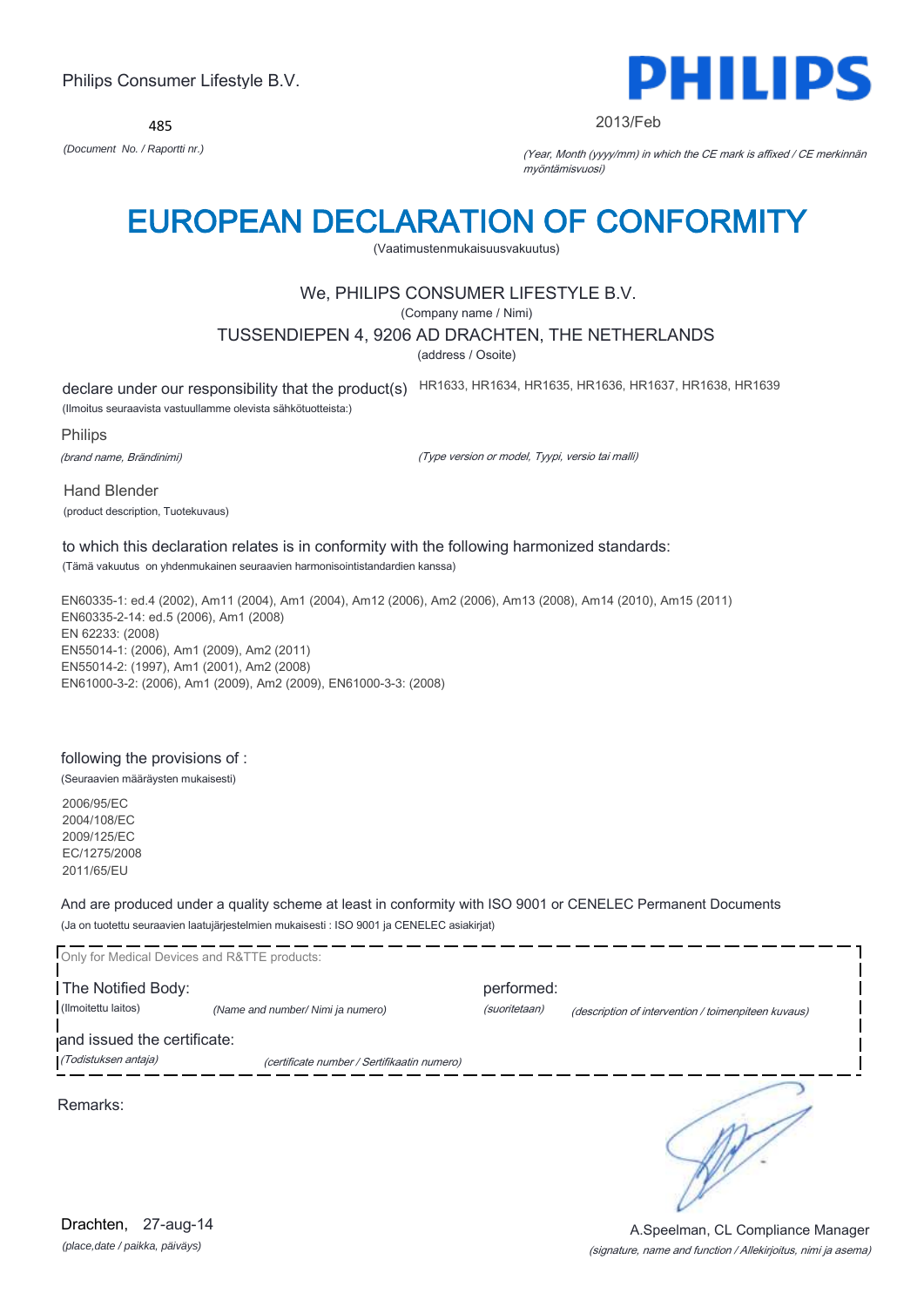Philips Consumer Lifestyle B.V.

**PHILIPS**

485

*(Document No. / Raportti nr.)*

2013/Feb

*(Year, Month (yyyy/mm) in which the CE mark is affixed / CE merkinnän myöntämisvuosi)*

# EUROPEAN DECLARATION OF CONFORMITY

(Vaatimustenmukaisuusvakuutus)

We, PHILIPS CONSUMER LIFESTYLE B.V.

(Company name / Nimi)

TUSSENDIEPEN 4, 9206 AD DRACHTEN, THE NETHERLANDS

(address / Osoite)

declare under our responsibility that the product(s) HR1633, HR1634, HR1635, HR1636, HR1637, HR1638, HR1639

(Ilmoitus seuraavista vastuullamme olevista sähkötuotteista:)

Philips

*(brand name, Brändinimi)*

*(Type version or model, Tyypi, versio tai malli)*

Hand Blender

(product description, Tuotekuvaus)

to which this declaration relates is in conformity with the following harmonized standards:

(Tämä vakuutus on yhdenmukainen seuraavien harmonisointistandardien kanssa)

EN60335-1: ed.4 (2002), Am11 (2004), Am1 (2004), Am12 (2006), Am2 (2006), Am13 (2008), Am14 (2010), Am15 (2011)
EN60335-2-14: ed.5 (2006), Am1 (2008)
EN 62233: (2008)
EN55014-1: (2006), Am1 (2009), Am2 (2011)
EN55014-2: (1997), Am1 (2001), Am2 (2008)
EN61000-3-2: (2006), Am1 (2009), Am2 (2009), EN61000-3-3: (2008)

following the provisions of :

(Seuraavien määräysten mukaisesti)

2006/95/EC
2004/108/EC
2009/125/EC
EC/1275/2008
2011/65/EU

And are produced under a quality scheme at least in conformity with ISO 9001 or CENELEC Permanent Documents

(Ja on tuotettu seuraavien laatujärjestelmien mukaisesti : ISO 9001 ja CENELEC asiakirjat)

Only for Medical Devices and R&TTE products:

The Notified Body: *(Name and number/ Nimi ja numero)* performed: *(suoritetaan)* *(description of intervention / toimenpiteen kuvaus)*

(Ilmoitettu laitos)

and issued the certificate: *(certificate number / Sertifikaatin numero)*

*(Todistuksen antaja)*

Remarks:

Drachten, 27-aug-14

*(place,date / paikka, päiväys)*

A.Speelman, CL Compliance Manager

*(signature, name and function / Allekirjoitus, nimi ja asema)*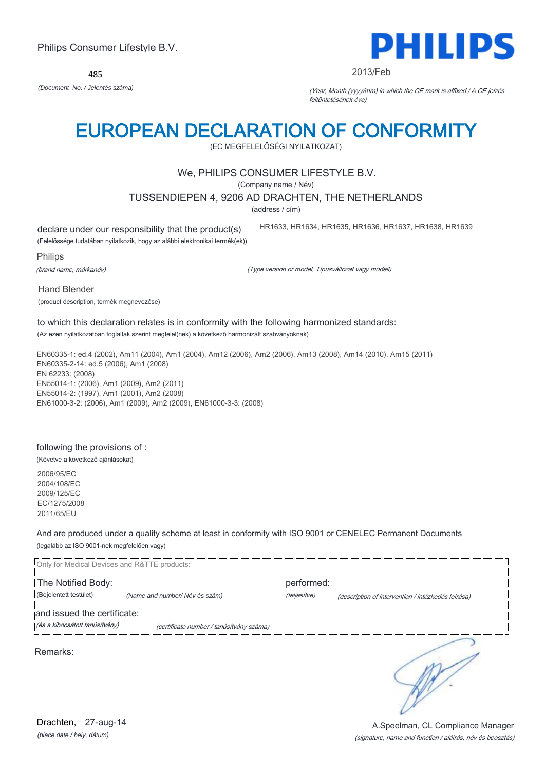Philips Consumer Lifestyle B.V.

**PHILIPS**

485

*(Document No. / Jelentés száma)*

2013/Feb

*(Year, Month (yyyy/mm) in which the CE mark is affixed / A CE jelzés feltüntetésének éve)*

# EUROPEAN DECLARATION OF CONFORMITY

(EC MEGFELELŐSÉGI NYILATKOZAT)

We, PHILIPS CONSUMER LIFESTYLE B.V.

(Company name / Név)

TUSSENDIEPEN 4, 9206 AD DRACHTEN, THE NETHERLANDS

(address / cím)

declare under our responsibility that the product(s) HR1633, HR1634, HR1635, HR1636, HR1637, HR1638, HR1639

(Felelőssége tudatában nyilatkozik, hogy az alábbi elektronikai termék(ek))

Philips

*(brand name, márkanév)*

*(Type version or model, Típusváltozat vagy modell)*

Hand Blender

(product description, termék megnevezése)

to which this declaration relates is in conformity with the following harmonized standards:

(Az ezen nyilatkozatban foglaltak szerint megfelel(nek) a következő harmonizált szabványoknak)

EN60335-1: ed.4 (2002), Am11 (2004), Am1 (2004), Am12 (2006), Am2 (2006), Am13 (2008), Am14 (2010), Am15 (2011)
EN60335-2-14: ed.5 (2006), Am1 (2008)
EN 62233: (2008)
EN55014-1: (2006), Am1 (2009), Am2 (2011)
EN55014-2: (1997), Am1 (2001), Am2 (2008)
EN61000-3-2: (2006), Am1 (2009), Am2 (2009), EN61000-3-3: (2008)

following the provisions of :

(Követve a következő ajánlásokat)

2006/95/EC
2004/108/EC
2009/125/EC
EC/1275/2008
2011/65/EU

And are produced under a quality scheme at least in conformity with ISO 9001 or CENELEC Permanent Documents

(legalább az ISO 9001-nek megfelelően vagy)

Only for Medical Devices and R&TTE products:

The Notified Body: performed:

(Bejelentett testület) *(Name and number/ Név és szám)* *(teljesítve)* *(description of intervention / intézkedés leírása)*

and issued the certificate:

*(és a kibocsátott tanúsítvány)* *(certificate number / tanúsítvány száma)*

Remarks:

Drachten, 27-aug-14

*(place,date / hely, dátum)*

A.Speelman, CL Compliance Manager

*(signature, name and function / aláírás, név és beosztás)*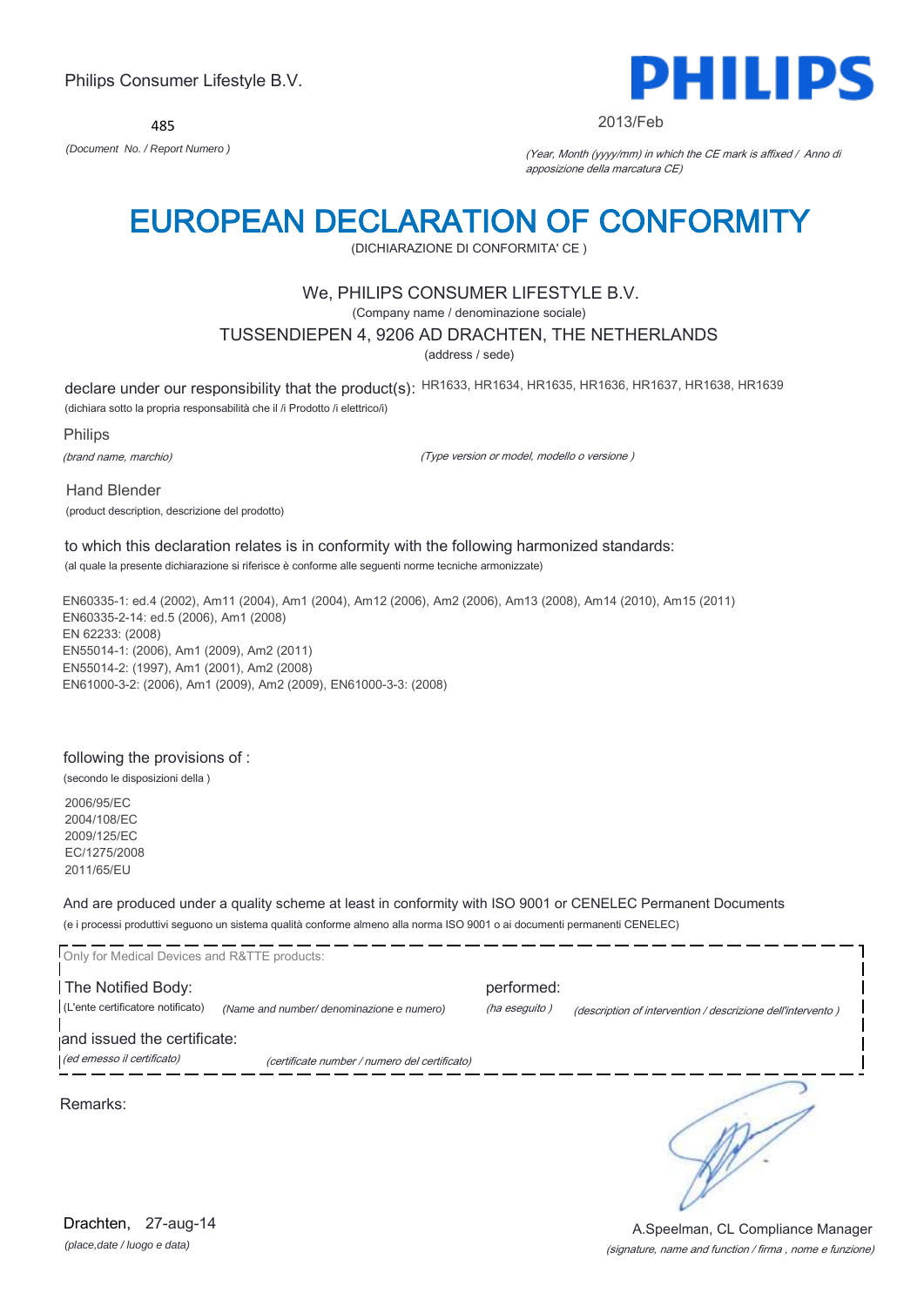Philips Consumer Lifestyle B.V.

485

*(Document No. / Report Numero )*

PHILIPS

2013/Feb

*(Year, Month (yyyy/mm) in which the CE mark is affixed / Anno di apposizione della marcatura CE)*

# EUROPEAN DECLARATION OF CONFORMITY

(DICHIARAZIONE DI CONFORMITA' CE )

We, PHILIPS CONSUMER LIFESTYLE B.V.

(Company name / denominazione sociale)

TUSSENDIEPEN 4, 9206 AD DRACHTEN, THE NETHERLANDS

(address / sede)

declare under our responsibility that the product(s): HR1633, HR1634, HR1635, HR1636, HR1637, HR1638, HR1639

(dichiara sotto la propria responsabilità che il /i Prodotto /i elettrico/i)

Philips

*(brand name, marchio)*

*(Type version or model, modello o versione )*

Hand Blender

(product description, descrizione del prodotto)

to which this declaration relates is in conformity with the following harmonized standards:

(al quale la presente dichiarazione si riferisce è conforme alle seguenti norme tecniche armonizzate)

EN60335-1: ed.4 (2002), Am11 (2004), Am1 (2004), Am12 (2006), Am2 (2006), Am13 (2008), Am14 (2010), Am15 (2011)
EN60335-2-14: ed.5 (2006), Am1 (2008)
EN 62233: (2008)
EN55014-1: (2006), Am1 (2009), Am2 (2011)
EN55014-2: (1997), Am1 (2001), Am2 (2008)
EN61000-3-2: (2006), Am1 (2009), Am2 (2009), EN61000-3-3: (2008)

following the provisions of :

(secondo le disposizioni della )

2006/95/EC
2004/108/EC
2009/125/EC
EC/1275/2008
2011/65/EU

And are produced under a quality scheme at least in conformity with ISO 9001 or CENELEC Permanent Documents

(e i processi produttivi seguono un sistema qualità conforme almeno alla norma ISO 9001 o ai documenti permanenti CENELEC)

Only for Medical Devices and R&TTE products:

The Notified Body: (L'ente certificatore notificato) *(Name and number/ denominazione e numero)*

performed: *(ha eseguito )* *(description of intervention / descrizione dell'intervento )*

and issued the certificate: *(ed emesso il certificato)* *(certificate number / numero del certificato)*

Remarks:

Drachten, 27-aug-14

*(place,date / luogo e data)*

A.Speelman, CL Compliance Manager

*(signature, name and function / firma , nome e funzione)*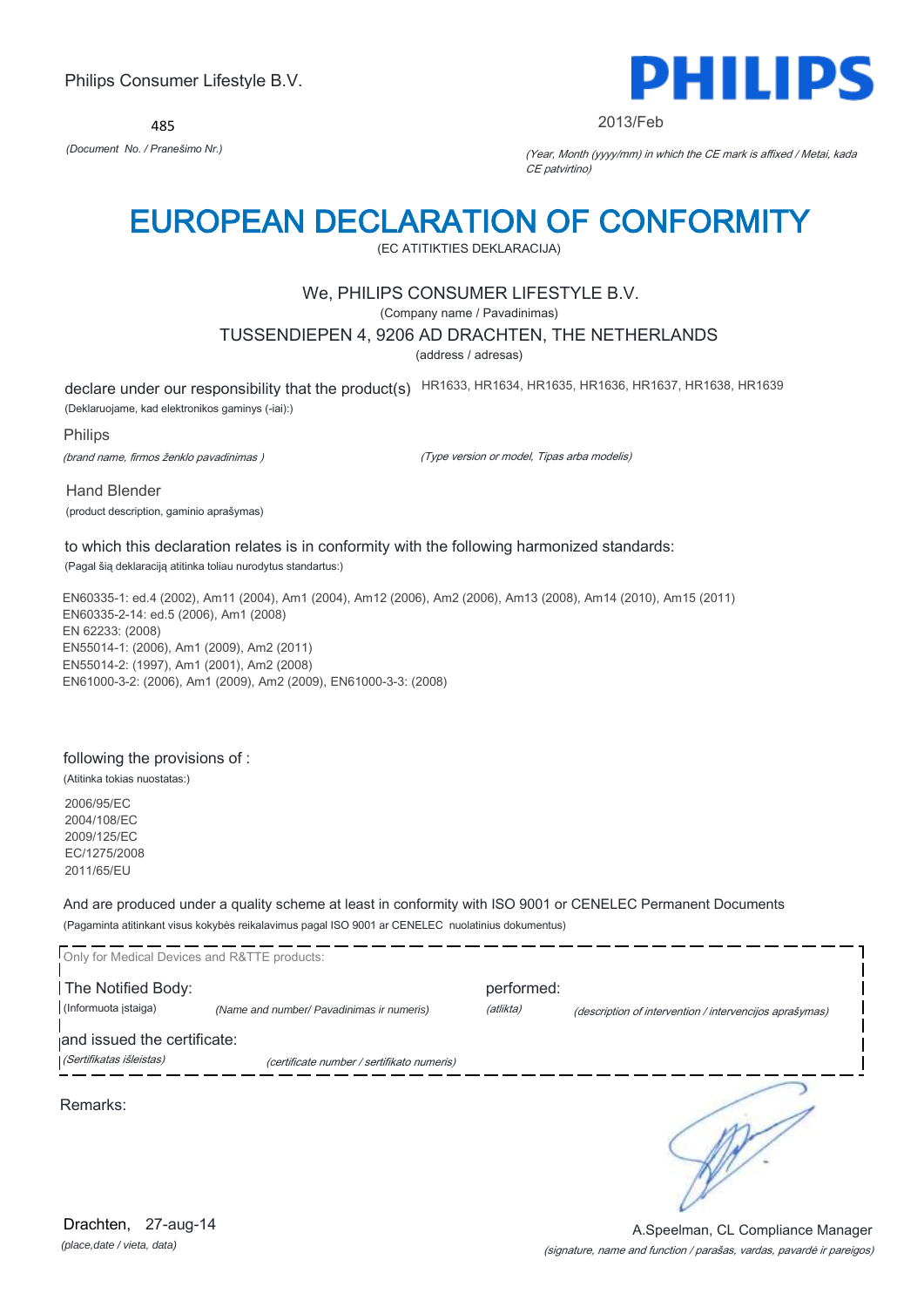Philips Consumer Lifestyle B.V.

**PHILIPS**

485

*(Document No. / Pranešimo Nr.)*

2013/Feb

*(Year, Month (yyyy/mm) in which the CE mark is affixed / Metai, kada CE patvirtino)*

# EUROPEAN DECLARATION OF CONFORMITY

(EC ATITIKTIES DEKLARACIJA)

We, PHILIPS CONSUMER LIFESTYLE B.V.

(Company name / Pavadinimas)

TUSSENDIEPEN 4, 9206 AD DRACHTEN, THE NETHERLANDS

(address / adresas)

declare under our responsibility that the product(s) HR1633, HR1634, HR1635, HR1636, HR1637, HR1638, HR1639

(Deklaruojame, kad elektronikos gaminys (-iai):)

Philips

*(brand name, firmos ženklo pavadinimas )* *(Type version or model, Tipas arba modelis)*

Hand Blender

(product description, gaminio aprašymas)

to which this declaration relates is in conformity with the following harmonized standards:

(Pagal šią deklaraciją atitinka toliau nurodytus standartus:)

EN60335-1: ed.4 (2002), Am11 (2004), Am1 (2004), Am12 (2006), Am2 (2006), Am13 (2008), Am14 (2010), Am15 (2011)
EN60335-2-14: ed.5 (2006), Am1 (2008)
EN 62233: (2008)
EN55014-1: (2006), Am1 (2009), Am2 (2011)
EN55014-2: (1997), Am1 (2001), Am2 (2008)
EN61000-3-2: (2006), Am1 (2009), Am2 (2009), EN61000-3-3: (2008)

following the provisions of :

(Atitinka tokias nuostatas:)

2006/95/EC
2004/108/EC
2009/125/EC
EC/1275/2008
2011/65/EU

And are produced under a quality scheme at least in conformity with ISO 9001 or CENELEC Permanent Documents

(Pagaminta atitinkant visus kokybės reikalavimus pagal ISO 9001 ar CENELEC nuolatinius dokumentus)

Only for Medical Devices and R&TTE products:

The Notified Body: performed:

(Informuota įstaiga) *(Name and number/ Pavadinimas ir numeris)* *(atlikta)* *(description of intervention / intervencijos aprašymas)*

and issued the certificate:

*(Sertifikatas išleistas)* *(certificate number / sertifikato numeris)*

Remarks:

Drachten, 27-aug-14

*(place,date / vieta, data)*

A.Speelman, CL Compliance Manager

*(signature, name and function / parašas, vardas, pavardė ir pareigos)*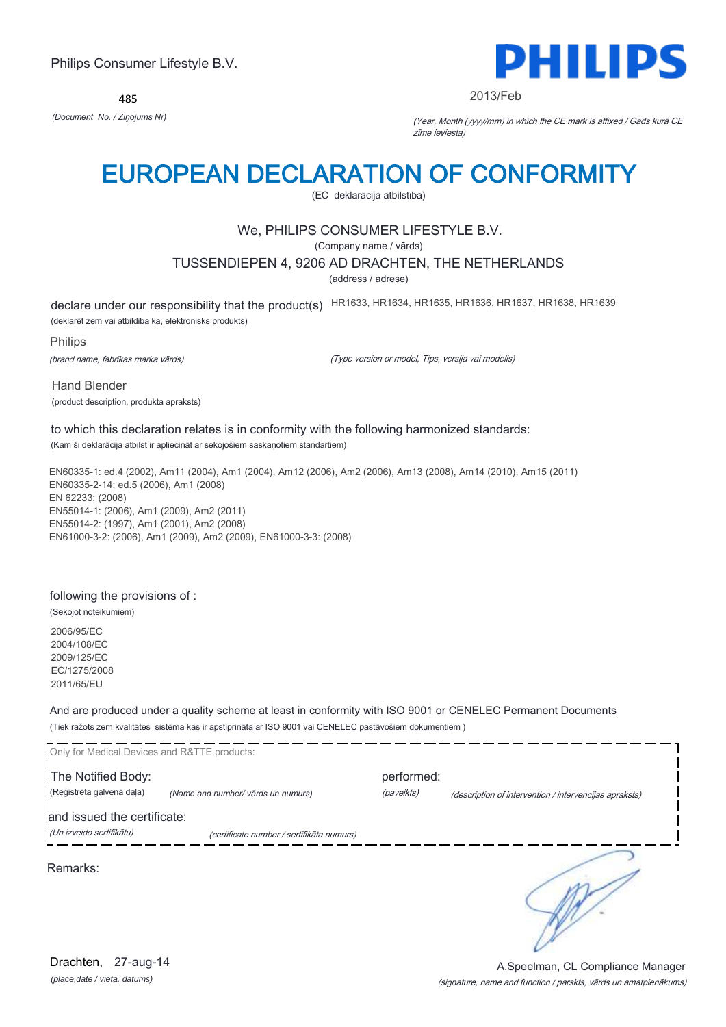Philips Consumer Lifestyle B.V.

PHILIPS

485

*(Document No. / Ziņojums Nr)*

2013/Feb

*(Year, Month (yyyy/mm) in which the CE mark is affixed / Gads kurā CE zīme ieviesta)*

# EUROPEAN DECLARATION OF CONFORMITY

(EC deklarācija atbilstība)

We, PHILIPS CONSUMER LIFESTYLE B.V.

(Company name / vārds)

TUSSENDIEPEN 4, 9206 AD DRACHTEN, THE NETHERLANDS

(address / adrese)

declare under our responsibility that the product(s) HR1633, HR1634, HR1635, HR1636, HR1637, HR1638, HR1639

(deklarēt zem vai atbildība ka, elektronisks produkts)

Philips

*(brand name, fabrikas marka vārds)*

*(Type version or model, Tips, versija vai modelis)*

Hand Blender

(product description, produkta apraksts)

to which this declaration relates is in conformity with the following harmonized standards:

(Kam ši deklarācija atbilst ir apliecināt ar sekojošiem saskaņotiem standartiem)

EN60335-1: ed.4 (2002), Am11 (2004), Am1 (2004), Am12 (2006), Am2 (2006), Am13 (2008), Am14 (2010), Am15 (2011)
EN60335-2-14: ed.5 (2006), Am1 (2008)
EN 62233: (2008)
EN55014-1: (2006), Am1 (2009), Am2 (2011)
EN55014-2: (1997), Am1 (2001), Am2 (2008)
EN61000-3-2: (2006), Am1 (2009), Am2 (2009), EN61000-3-3: (2008)

following the provisions of :

(Sekojot noteikumiem)

2006/95/EC
2004/108/EC
2009/125/EC
EC/1275/2008
2011/65/EU

And are produced under a quality scheme at least in conformity with ISO 9001 or CENELEC Permanent Documents

(Tiek ražots zem kvalitātes sistēma kas ir apstiprināta ar ISO 9001 vai CENELEC pastāvošiem dokumentiem )

Only for Medical Devices and R&TTE products:

The Notified Body: *(Name and number/ vārds un numurs)* performed: *(paveikts)* *(description of intervention / intervencijas apraksts)*

(Reģistrēta galvenā daļa)

and issued the certificate: *(certificate number / sertifikāta numurs)*

*(Un izveido sertifikātu)*

Remarks:

Drachten, 27-aug-14

*(place,date / vieta, datums)*

A.Speelman, CL Compliance Manager

*(signature, name and function / parksts, vārds un amatpienākums)*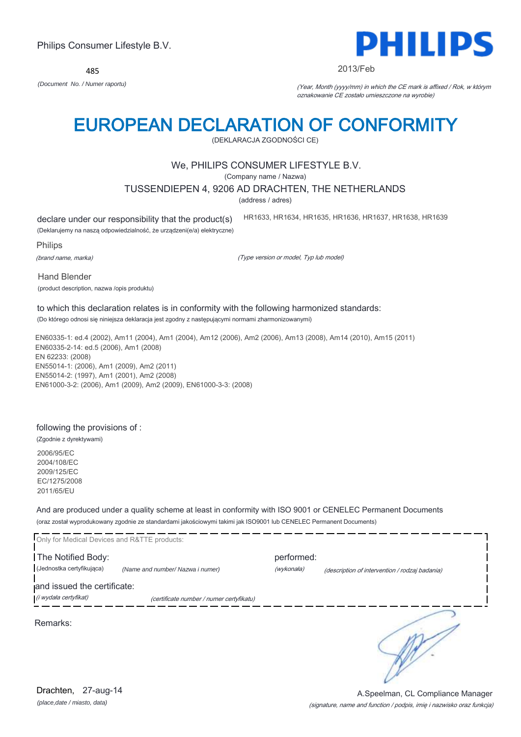Philips Consumer Lifestyle B.V.

**PHILIPS**

485

*(Document No. / Numer raportu)*

2013/Feb

*(Year, Month (yyyy/mm) in which the CE mark is affixed / Rok, w którym oznakowanie CE zostało umieszczone na wyrobie)*

# EUROPEAN DECLARATION OF CONFORMITY

(DEKLARACJA ZGODNOŚCI CE)

We, PHILIPS CONSUMER LIFESTYLE B.V.

(Company name / Nazwa)

TUSSENDIEPEN 4, 9206 AD DRACHTEN, THE NETHERLANDS

(address / adres)

declare under our responsibility that the product(s) HR1633, HR1634, HR1635, HR1636, HR1637, HR1638, HR1639

(Deklarujemy na naszą odpowiedzialność, że urządzeni(e/a) elektryczne)

Philips

*(brand name, marka)*

*(Type version or model, Typ lub model)*

Hand Blender

(product description, nazwa /opis produktu)

to which this declaration relates is in conformity with the following harmonized standards:

(Do którego odnosi się niniejsza deklaracja jest zgodny z następującymi normami zharmonizowanymi)

EN60335-1: ed.4 (2002), Am11 (2004), Am1 (2004), Am12 (2006), Am2 (2006), Am13 (2008), Am14 (2010), Am15 (2011)
EN60335-2-14: ed.5 (2006), Am1 (2008)
EN 62233: (2008)
EN55014-1: (2006), Am1 (2009), Am2 (2011)
EN55014-2: (1997), Am1 (2001), Am2 (2008)
EN61000-3-2: (2006), Am1 (2009), Am2 (2009), EN61000-3-3: (2008)

following the provisions of :

(Zgodnie z dyrektywami)

2006/95/EC
2004/108/EC
2009/125/EC
EC/1275/2008
2011/65/EU

And are produced under a quality scheme at least in conformity with ISO 9001 or CENELEC Permanent Documents

(oraz został wyprodukowany zgodnie ze standardami jakościowymi takimi jak ISO9001 lub CENELEC Permanent Documents)

Only for Medical Devices and R&TTE products:

The Notified Body: (Jednostka certyfikująca) *(Name and number/ Nazwa i numer)*

performed: *(wykonała)* *(description of intervention / rodzaj badania)*

and issued the certificate: *(i wydała certyfikat)* *(certificate number / numer certyfikatu)*

Remarks:

Drachten, 27-aug-14

*(place,date / miasto, data)*

A.Speelman, CL Compliance Manager

*(signature, name and function / podpis, imię i nazwisko oraz funkcja)*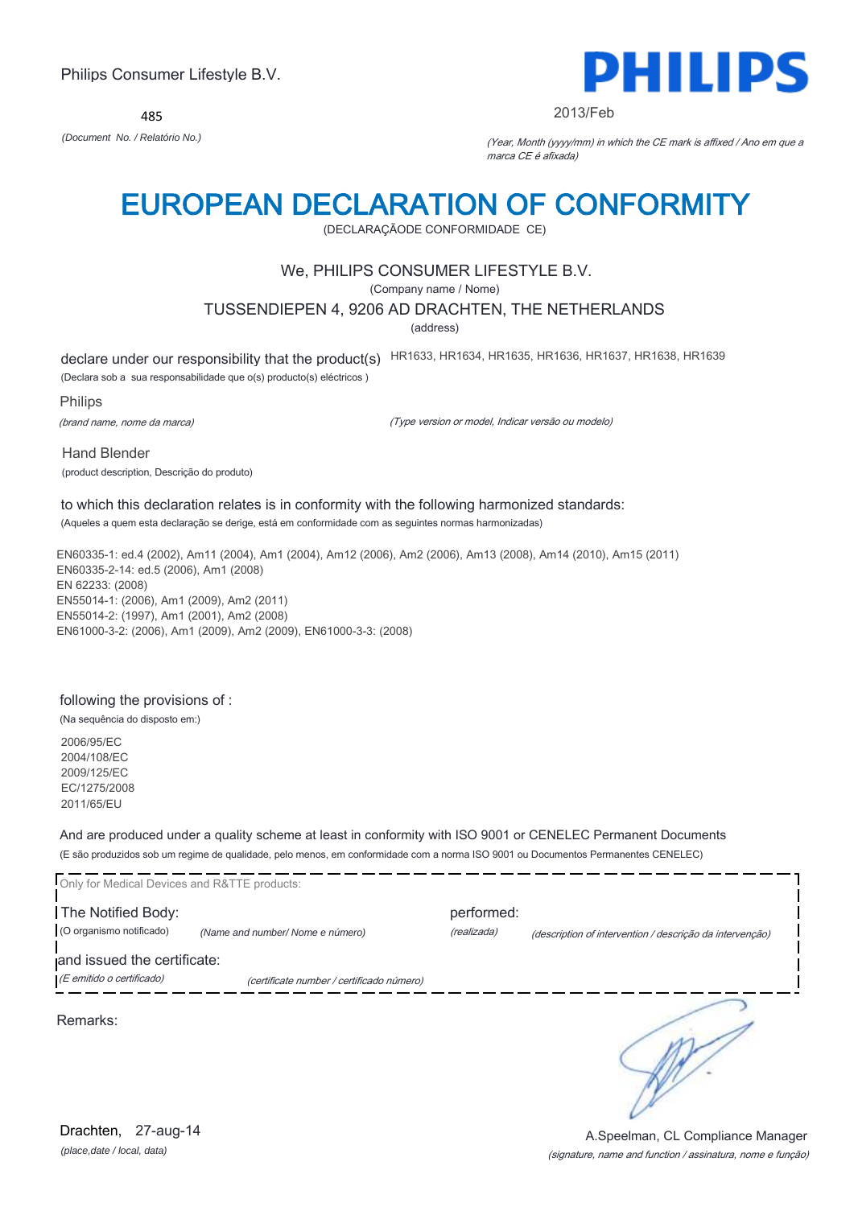Philips Consumer Lifestyle B.V.

485

*(Document No. / Relatório No.)*

PHILIPS

2013/Feb

*(Year, Month (yyyy/mm) in which the CE mark is affixed / Ano em que a marca CE é afixada)*

# EUROPEAN DECLARATION OF CONFORMITY

(DECLARAÇÃODE CONFORMIDADE CE)

We, PHILIPS CONSUMER LIFESTYLE B.V.

(Company name / Nome)

TUSSENDIEPEN 4, 9206 AD DRACHTEN, THE NETHERLANDS

(address)

declare under our responsibility that the product(s) HR1633, HR1634, HR1635, HR1636, HR1637, HR1638, HR1639

(Declara sob a sua responsabilidade que o(s) producto(s) eléctricos )

Philips

*(brand name, nome da marca)*

*(Type version or model, Indicar versão ou modelo)*

Hand Blender

(product description, Descrição do produto)

to which this declaration relates is in conformity with the following harmonized standards:

(Aqueles a quem esta declaração se derige, está em conformidade com as seguintes normas harmonizadas)

EN60335-1: ed.4 (2002), Am11 (2004), Am1 (2004), Am12 (2006), Am2 (2006), Am13 (2008), Am14 (2010), Am15 (2011)
EN60335-2-14: ed.5 (2006), Am1 (2008)
EN 62233: (2008)
EN55014-1: (2006), Am1 (2009), Am2 (2011)
EN55014-2: (1997), Am1 (2001), Am2 (2008)
EN61000-3-2: (2006), Am1 (2009), Am2 (2009), EN61000-3-3: (2008)

following the provisions of :

(Na sequência do disposto em:)

2006/95/EC
2004/108/EC
2009/125/EC
EC/1275/2008
2011/65/EU

And are produced under a quality scheme at least in conformity with ISO 9001 or CENELEC Permanent Documents

(E são produzidos sob um regime de qualidade, pelo menos, em conformidade com a norma ISO 9001 ou Documentos Permanentes CENELEC)

Only for Medical Devices and R&TTE products:

The Notified Body: (O organismo notificado) *(Name and number/ Nome e número)*

performed: *(realizada)* *(description of intervention / descrição da intervenção)*

and issued the certificate: *(E emitido o certificado)* *(certificate number / certificado número)*

Remarks:

Drachten, 27-aug-14

*(place,date / local, data)*

A.Speelman, CL Compliance Manager

*(signature, name and function / assinatura, nome e função)*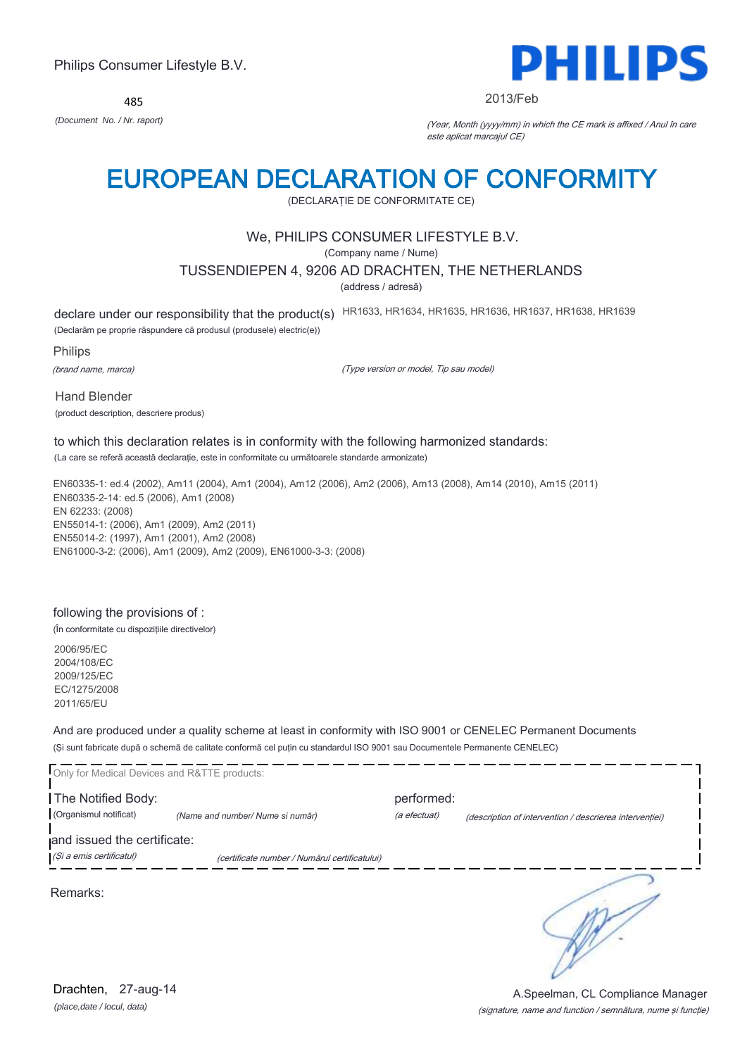Philips Consumer Lifestyle B.V.

485

*(Document No. / Nr. raport)*

**PHILIPS**

2013/Feb

*(Year, Month (yyyy/mm) in which the CE mark is affixed / Anul în care este aplicat marcajul CE)*

# EUROPEAN DECLARATION OF CONFORMITY

(DECLARAȚIE DE CONFORMITATE CE)

We, PHILIPS CONSUMER LIFESTYLE B.V.

(Company name / Nume)

TUSSENDIEPEN 4, 9206 AD DRACHTEN, THE NETHERLANDS

(address / adresă)

declare under our responsibility that the product(s) HR1633, HR1634, HR1635, HR1636, HR1637, HR1638, HR1639

(Declarăm pe proprie răspundere că produsul (produsele) electric(e))

Philips

*(brand name, marca)*

*(Type version or model, Tip sau model)*

Hand Blender

(product description, descriere produs)

to which this declaration relates is in conformity with the following harmonized standards:

(La care se referă această declarație, este in conformitate cu următoarele standarde armonizate)

EN60335-1: ed.4 (2002), Am11 (2004), Am1 (2004), Am12 (2006), Am2 (2006), Am13 (2008), Am14 (2010), Am15 (2011)
EN60335-2-14: ed.5 (2006), Am1 (2008)
EN 62233: (2008)
EN55014-1: (2006), Am1 (2009), Am2 (2011)
EN55014-2: (1997), Am1 (2001), Am2 (2008)
EN61000-3-2: (2006), Am1 (2009), Am2 (2009), EN61000-3-3: (2008)

following the provisions of :

(În conformitate cu dispozițiile directivelor)

2006/95/EC
2004/108/EC
2009/125/EC
EC/1275/2008
2011/65/EU

And are produced under a quality scheme at least in conformity with ISO 9001 or CENELEC Permanent Documents

(Și sunt fabricate după o schemă de calitate conformă cel puțin cu standardul ISO 9001 sau Documentele Permanente CENELEC)

Only for Medical Devices and R&TTE products:

The Notified Body: *(Name and number/ Nume si număr)* performed: *(a efectuat)* *(description of intervention / descrierea intervenției)*

(Organismul notificat)

and issued the certificate: *(certificate number / Numărul certificatului)*

*(Și a emis certificatul)*

Remarks:

Drachten, 27-aug-14

*(place,date / locul, data)*

A.Speelman, CL Compliance Manager

*(signature, name and function / semnătura, nume și funcție)*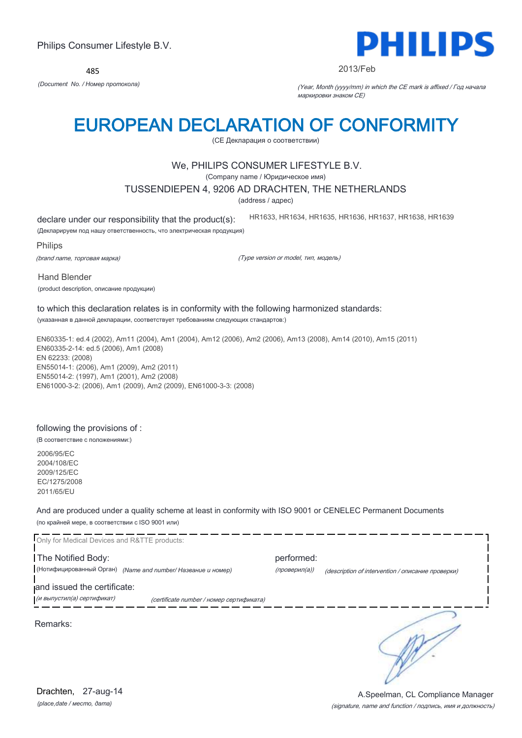Philips Consumer Lifestyle B.V.

485

*(Document No. / Номер протокола)*

PHILIPS

2013/Feb

*(Year, Month (yyyy/mm) in which the CE mark is affixed / Год начала маркировки знаком CE)*

# EUROPEAN DECLARATION OF CONFORMITY

(CE Декларация о соответствии)

We, PHILIPS CONSUMER LIFESTYLE B.V.

(Company name / Юридическое имя)

TUSSENDIEPEN 4, 9206 AD DRACHTEN, THE NETHERLANDS

(address / адрес)

declare under our responsibility that the product(s): HR1633, HR1634, HR1635, HR1636, HR1637, HR1638, HR1639

(Декларируем под нашу ответственность, что электрическая продукция)

Philips

*(brand name, торговая марка)* *(Type version or model, тип, модель)*

Hand Blender

(product description, описание продукции)

to which this declaration relates is in conformity with the following harmonized standards:

(указанная в данной декларации, соответствует требованиям следующих стандартов:)

EN60335-1: ed.4 (2002), Am11 (2004), Am1 (2004), Am12 (2006), Am2 (2006), Am13 (2008), Am14 (2010), Am15 (2011)
EN60335-2-14: ed.5 (2006), Am1 (2008)
EN 62233: (2008)
EN55014-1: (2006), Am1 (2009), Am2 (2011)
EN55014-2: (1997), Am1 (2001), Am2 (2008)
EN61000-3-2: (2006), Am1 (2009), Am2 (2009), EN61000-3-3: (2008)

following the provisions of :

(В соответствие с положениями:)

2006/95/EC
2004/108/EC
2009/125/EC
EC/1275/2008
2011/65/EU

And are produced under a quality scheme at least in conformity with ISO 9001 or CENELEC Permanent Documents

(по крайней мере, в соответствии с ISO 9001 или)

Only for Medical Devices and R&TTE products:

The Notified Body: performed:

(Нотифицированный Орган) *(Name and number/ Название и номер)* *(проверил(а))* *(description of intervention / описание проверки)*

and issued the certificate:

*(и выпустил(а) сертификат)* *(certificate number / номер сертификата)*

Remarks:

Drachten, 27-aug-14

*(place,date / место, дата)*

A.Speelman, CL Compliance Manager

*(signature, name and function / подпись, имя и должность)*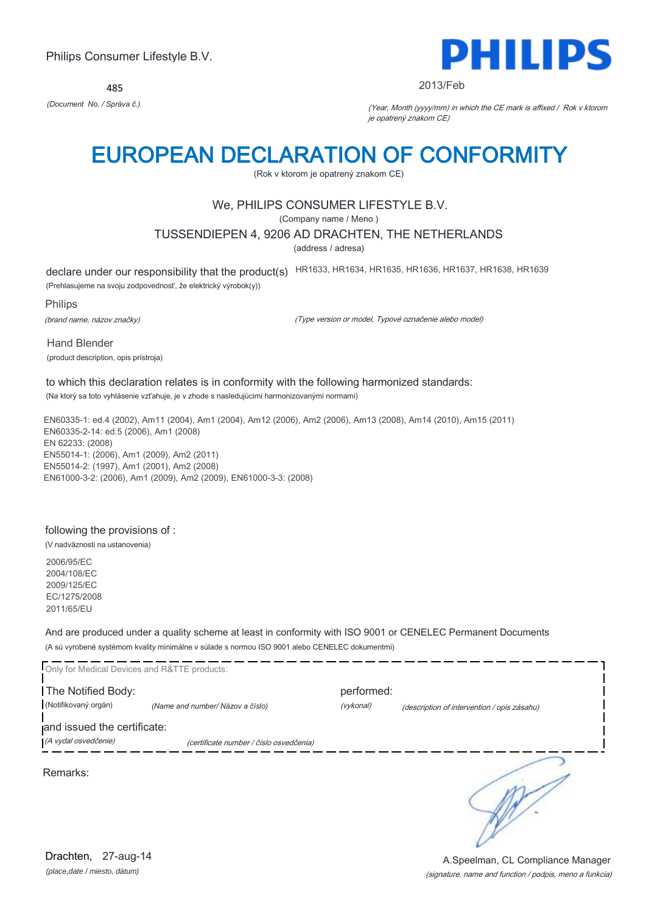Philips Consumer Lifestyle B.V.

485

*(Document No. / Správa č.)*

**PHILIPS**

2013/Feb

*(Year, Month (yyyy/mm) in which the CE mark is affixed / Rok v ktorom je opatrený znakom CE)*

# EUROPEAN DECLARATION OF CONFORMITY

(Rok v ktorom je opatrený znakom CE)

We, PHILIPS CONSUMER LIFESTYLE B.V.

(Company name / Meno )

TUSSENDIEPEN 4, 9206 AD DRACHTEN, THE NETHERLANDS

(address / adresa)

declare under our responsibility that the product(s) HR1633, HR1634, HR1635, HR1636, HR1637, HR1638, HR1639

(Prehlasujeme na svoju zodpovednosť, že elektrický výrobok(y))

Philips

*(brand name, názov značky)*

*(Type version or model, Typové označenie alebo model)*

Hand Blender

(product description, opis prístroja)

to which this declaration relates is in conformity with the following harmonized standards:

(Na ktorý sa toto vyhlásenie vzťahuje, je v zhode s nasledujúcimi harmonizovanými normami)

EN60335-1: ed.4 (2002), Am11 (2004), Am1 (2004), Am12 (2006), Am2 (2006), Am13 (2008), Am14 (2010), Am15 (2011)
EN60335-2-14: ed.5 (2006), Am1 (2008)
EN 62233: (2008)
EN55014-1: (2006), Am1 (2009), Am2 (2011)
EN55014-2: (1997), Am1 (2001), Am2 (2008)
EN61000-3-2: (2006), Am1 (2009), Am2 (2009), EN61000-3-3: (2008)

following the provisions of :

(V nadväznosti na ustanovenia)

2006/95/EC
2004/108/EC
2009/125/EC
EC/1275/2008
2011/65/EU

And are produced under a quality scheme at least in conformity with ISO 9001 or CENELEC Permanent Documents

(A sú vyrobené systémom kvality minimálne v súlade s normou ISO 9001 alebo CENELEC dokumentmi)

Only for Medical Devices and R&TTE products:

The Notified Body: (Notifikovaný orgán) *(Name and number/ Názov a číslo)*

performed: *(vykonal)* *(description of intervention / opis zásahu)*

and issued the certificate: *(A vydal osvedčenie)* *(certificate number / číslo osvedčenia)*

Remarks:

Drachten, 27-aug-14

*(place,date / miesto, dátum)*

A.Speelman, CL Compliance Manager

*(signature, name and function / podpis, meno a funkcia)*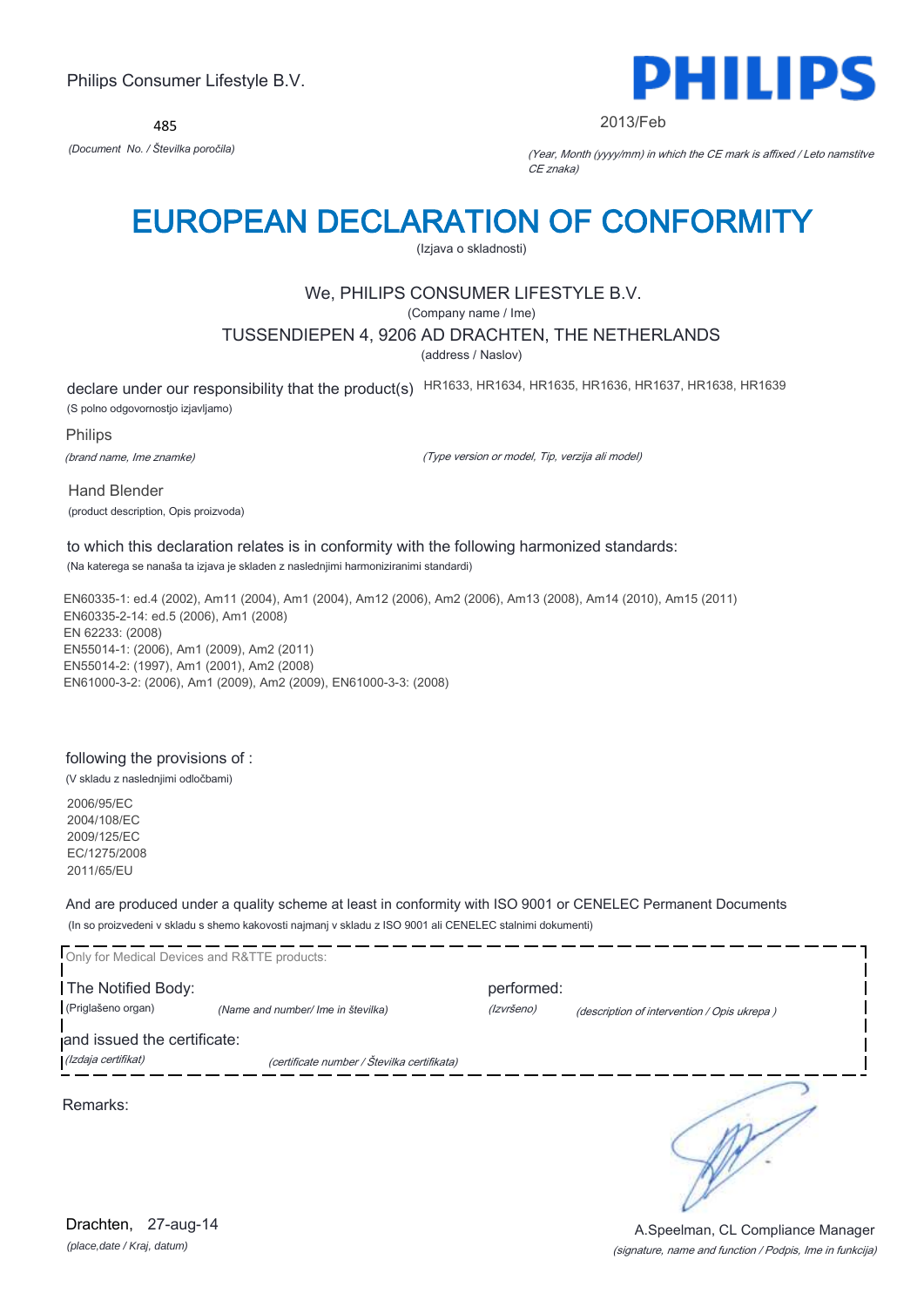Philips Consumer Lifestyle B.V.

**PHILIPS**

485

*(Document No. / Številka poročila)*

2013/Feb

*(Year, Month (yyyy/mm) in which the CE mark is affixed / Leto namstitve CE znaka)*

# EUROPEAN DECLARATION OF CONFORMITY

(Izjava o skladnosti)

We, PHILIPS CONSUMER LIFESTYLE B.V.

(Company name / Ime)

TUSSENDIEPEN 4, 9206 AD DRACHTEN, THE NETHERLANDS

(address / Naslov)

declare under our responsibility that the product(s) HR1633, HR1634, HR1635, HR1636, HR1637, HR1638, HR1639

(S polno odgovornostjo izjavljamo)

Philips

*(brand name, Ime znamke)*

*(Type version or model, Tip, verzija ali model)*

Hand Blender

(product description, Opis proizvoda)

to which this declaration relates is in conformity with the following harmonized standards:

(Na katerega se nanaša ta izjava je skladen z naslednjimi harmoniziranimi standardi)

EN60335-1: ed.4 (2002), Am11 (2004), Am1 (2004), Am12 (2006), Am2 (2006), Am13 (2008), Am14 (2010), Am15 (2011)
EN60335-2-14: ed.5 (2006), Am1 (2008)
EN 62233: (2008)
EN55014-1: (2006), Am1 (2009), Am2 (2011)
EN55014-2: (1997), Am1 (2001), Am2 (2008)
EN61000-3-2: (2006), Am1 (2009), Am2 (2009), EN61000-3-3: (2008)

following the provisions of :

(V skladu z naslednjimi odločbami)

2006/95/EC
2004/108/EC
2009/125/EC
EC/1275/2008
2011/65/EU

And are produced under a quality scheme at least in conformity with ISO 9001 or CENELEC Permanent Documents

(In so proizvedeni v skladu s shemo kakovosti najmanj v skladu z ISO 9001 ali CENELEC stalnimi dokumenti)

Only for Medical Devices and R&TTE products:

The Notified Body: *(Name and number/ Ime in številka)* performed: *(description of intervention / Opis ukrepa )*

(Priglašeno organ) (Izvršeno)

and issued the certificate: *(certificate number / Številka certifikata)*

*(Izdaja certifikat)*

Remarks:

Drachten, 27-aug-14

*(place,date / Kraj, datum)*

A.Speelman, CL Compliance Manager

*(signature, name and function / Podpis, Ime in funkcija)*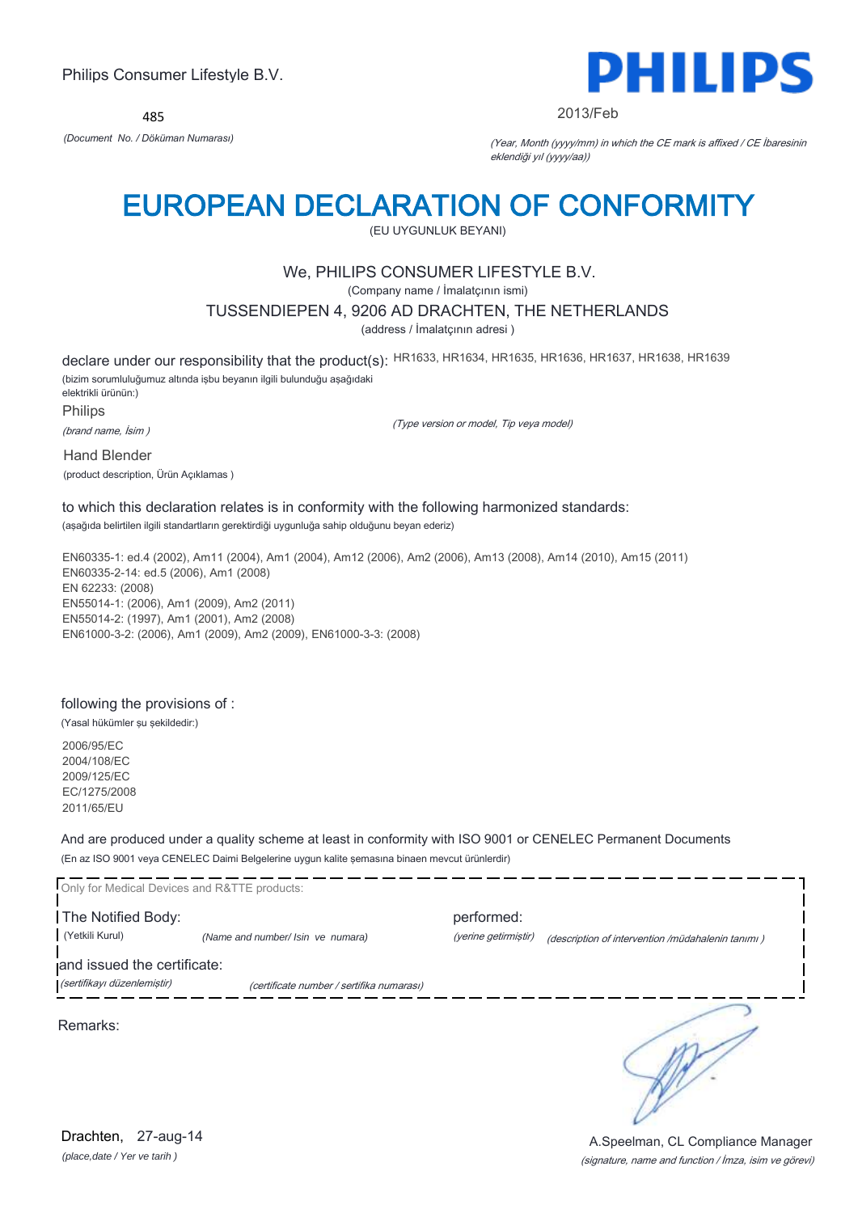Philips Consumer Lifestyle B.V.

485

*(Document No. / Döküman Numarası)*

PHILIPS

2013/Feb

*(Year, Month (yyyy/mm) in which the CE mark is affixed / CE İbaresinin eklendiği yıl (yyyy/aa))*

# EUROPEAN DECLARATION OF CONFORMITY

(EU UYGUNLUK BEYANI)

We, PHILIPS CONSUMER LIFESTYLE B.V.

(Company name / İmalatçının ismi)

TUSSENDIEPEN 4, 9206 AD DRACHTEN, THE NETHERLANDS

(address / İmalatçının adresi )

declare under our responsibility that the product(s): HR1633, HR1634, HR1635, HR1636, HR1637, HR1638, HR1639

(bizim sorumluluğumuz altında işbu beyanın ilgili bulunduğu aşağıdaki elektrikli ürünün:)

Philips

*(brand name, İsim )*

*(Type version or model, Tip veya model)*

Hand Blender

(product description, Ürün Açıklamas )

to which this declaration relates is in conformity with the following harmonized standards:

(aşağıda belirtilen ilgili standartların gerektirdiği uygunluğa sahip olduğunu beyan ederiz)

EN60335-1: ed.4 (2002), Am11 (2004), Am1 (2004), Am12 (2006), Am2 (2006), Am13 (2008), Am14 (2010), Am15 (2011)
EN60335-2-14: ed.5 (2006), Am1 (2008)
EN 62233: (2008)
EN55014-1: (2006), Am1 (2009), Am2 (2011)
EN55014-2: (1997), Am1 (2001), Am2 (2008)
EN61000-3-2: (2006), Am1 (2009), Am2 (2009), EN61000-3-3: (2008)

following the provisions of :

(Yasal hükümler şu şekildedir:)

2006/95/EC
2004/108/EC
2009/125/EC
EC/1275/2008
2011/65/EU

And are produced under a quality scheme at least in conformity with ISO 9001 or CENELEC Permanent Documents

(En az ISO 9001 veya CENELEC Daimi Belgelerine uygun kalite şemasına binaen mevcut ürünlerdir)

Only for Medical Devices and R&TTE products:

The Notified Body: (Yetkili Kurul) *(Name and number/ Isin ve numara)* performed: *(yerine getirmiştir)* *(description of intervention /müdahalenin tanımı )*

and issued the certificate: *(sertifikayı düzenlemiştir)* *(certificate number / sertifika numarası)*

Remarks:

Drachten, 27-aug-14

*(place,date / Yer ve tarih )*

A.Speelman, CL Compliance Manager

*(signature, name and function / İmza, isim ve görevi)*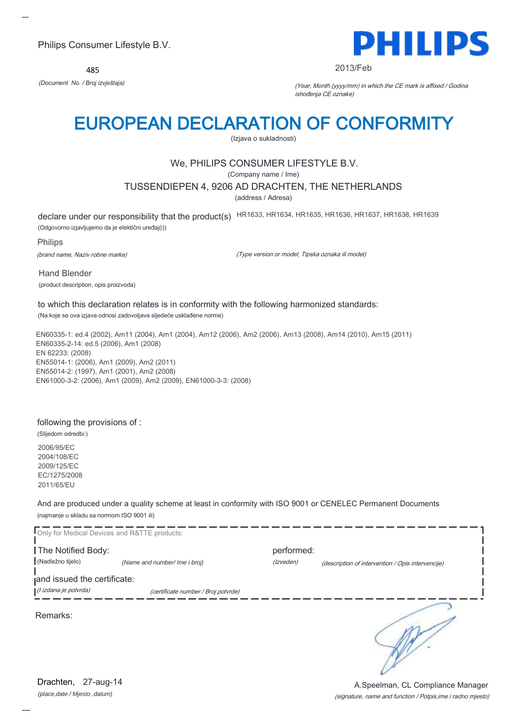Philips Consumer Lifestyle B.V.

PHILIPS

485

*(Document No. / Broj izvještaja)*

2013/Feb

*(Year, Month (yyyy/mm) in which the CE mark is affixed / Godina ishođenja CE oznake)*

# EUROPEAN DECLARATION OF CONFORMITY

(Izjava o sukladnosti)

We, PHILIPS CONSUMER LIFESTYLE B.V.

(Company name / Ime)

TUSSENDIEPEN 4, 9206 AD DRACHTEN, THE NETHERLANDS

(address / Adresa)

declare under our responsibility that the product(s) HR1633, HR1634, HR1635, HR1636, HR1637, HR1638, HR1639

(Odgovorno izjavljujemo da je električni uređaj(i))

Philips

*(brand name, Naziv robne marke)*

*(Type version or model, Tipska oznaka ili model)*

Hand Blender

(product description, opis proizvoda)

to which this declaration relates is in conformity with the following harmonized standards:

(Na koje se ova izjava odnosi zadovoljava sljedeće usklađene norme)

EN60335-1: ed.4 (2002), Am11 (2004), Am1 (2004), Am12 (2006), Am2 (2006), Am13 (2008), Am14 (2010), Am15 (2011)
EN60335-2-14: ed.5 (2006), Am1 (2008)
EN 62233: (2008)
EN55014-1: (2006), Am1 (2009), Am2 (2011)
EN55014-2: (1997), Am1 (2001), Am2 (2008)
EN61000-3-2: (2006), Am1 (2009), Am2 (2009), EN61000-3-3: (2008)

following the provisions of :

(Slijedom odredbi:)

2006/95/EC
2004/108/EC
2009/125/EC
EC/1275/2008
2011/65/EU

And are produced under a quality scheme at least in conformity with ISO 9001 or CENELEC Permanent Documents

(najmanje u skladu sa normom ISO 9001 ili)

Only for Medical Devices and R&TTE products:

The Notified Body: (Nadležno tijelo) *(Name and number/ Ime i broj)*

performed: *(Izveden)* *(description of intervention / Opis intervencije)*

and issued the certificate: *(I izdana je potvrda)* *(certificate number / Broj potvrde)*

Remarks:

Drachten, 27-aug-14

*(place,date / Mjesto ,datum)*

A.Speelman, CL Compliance Manager

*(signature, name and function / Potpis,ime i radno mjesto)*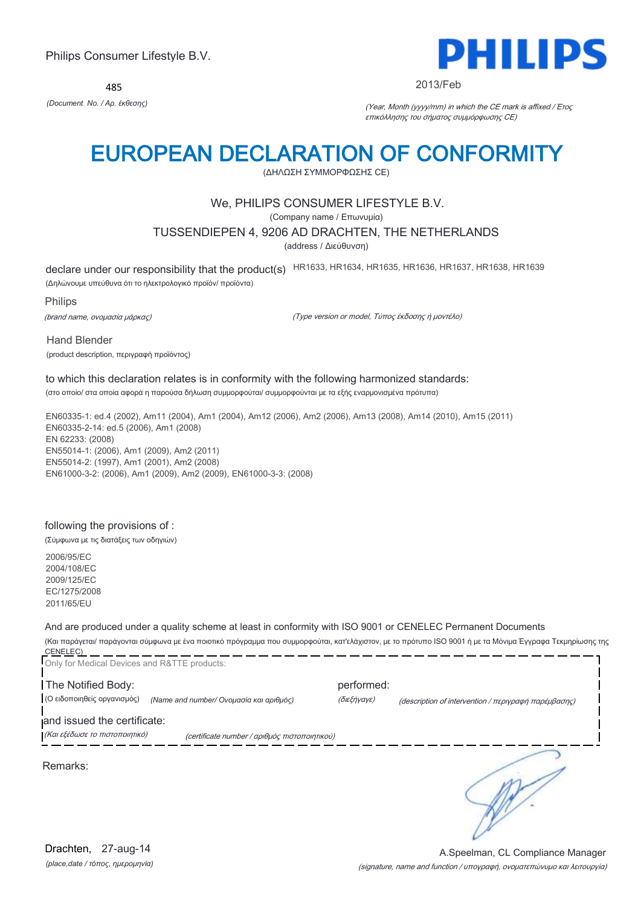Philips Consumer Lifestyle B.V.

**PHILIPS**

485

*(Document No. / Αρ. έκθεσης)*

2013/Feb

*(Year, Month (yyyy/mm) in which the CE mark is affixed / Έτος επικόλλησης του σήματος συμμόρφωσης CE)*

# EUROPEAN DECLARATION OF CONFORMITY

(ΔΗΛΩΣΗ ΣΥΜΜΟΡΦΩΣΗΣ CE)

We, PHILIPS CONSUMER LIFESTYLE B.V.

(Company name / Επωνυμία)

TUSSENDIEPEN 4, 9206 AD DRACHTEN, THE NETHERLANDS

(address / Διεύθυνση)

declare under our responsibility that the product(s) HR1633, HR1634, HR1635, HR1636, HR1637, HR1638, HR1639

(Δηλώνουμε υπεύθυνα ότι το ηλεκτρολογικό προϊόν/ προϊόντα)

Philips

*(brand name, ονομασία μάρκας)* *(Type version or model, Τύπος έκδοσης ή μοντέλο)*

Hand Blender

(product description, περιγραφή προϊόντος)

to which this declaration relates is in conformity with the following harmonized standards:

(στο οποίο/ στα οποία αφορά η παρούσα δήλωση συμμορφούται/ συμμορφούνται με τα εξής εναρμονισμένα πρότυπα)

EN60335-1: ed.4 (2002), Am11 (2004), Am1 (2004), Am12 (2006), Am2 (2006), Am13 (2008), Am14 (2010), Am15 (2011)
EN60335-2-14: ed.5 (2006), Am1 (2008)
EN 62233: (2008)
EN55014-1: (2006), Am1 (2009), Am2 (2011)
EN55014-2: (1997), Am1 (2001), Am2 (2008)
EN61000-3-2: (2006), Am1 (2009), Am2 (2009), EN61000-3-3: (2008)

following the provisions of :

(Σύμφωνα με τις διατάξεις των οδηγιών)

2006/95/EC
2004/108/EC
2009/125/EC
EC/1275/2008
2011/65/EU

And are produced under a quality scheme at least in conformity with ISO 9001 or CENELEC Permanent Documents

(Και παράγεται/ παράγονται σύμφωνα με ένα ποιοτικό πρόγραμμα που συμμορφούται, κατ'ελάχιστον, με το πρότυπο ISO 9001 ή με τα Μόνιμα Έγγραφα Τεκμηρίωσης της CENELEC)

Only for Medical Devices and R&TTE products:

The Notified Body: performed:

(Ο ειδοποιηθείς οργανισμός) *(Name and number/ Ονομασία και αριθμός)* *(διεξήγαγε)* *(description of intervention / περιγραφή παρέμβασης)*

and issued the certificate:

*(Και εξέδωσε το πιστοποιητικό)* *(certificate number / αριθμός πιστοποιητικού)*

Remarks:

Drachten, 27-aug-14

*(place,date / τόπος, ημερομηνία)*

A.Speelman, CL Compliance Manager

*(signature, name and function / υπογραφή, ονοματεπώνυμο και λειτουργία)*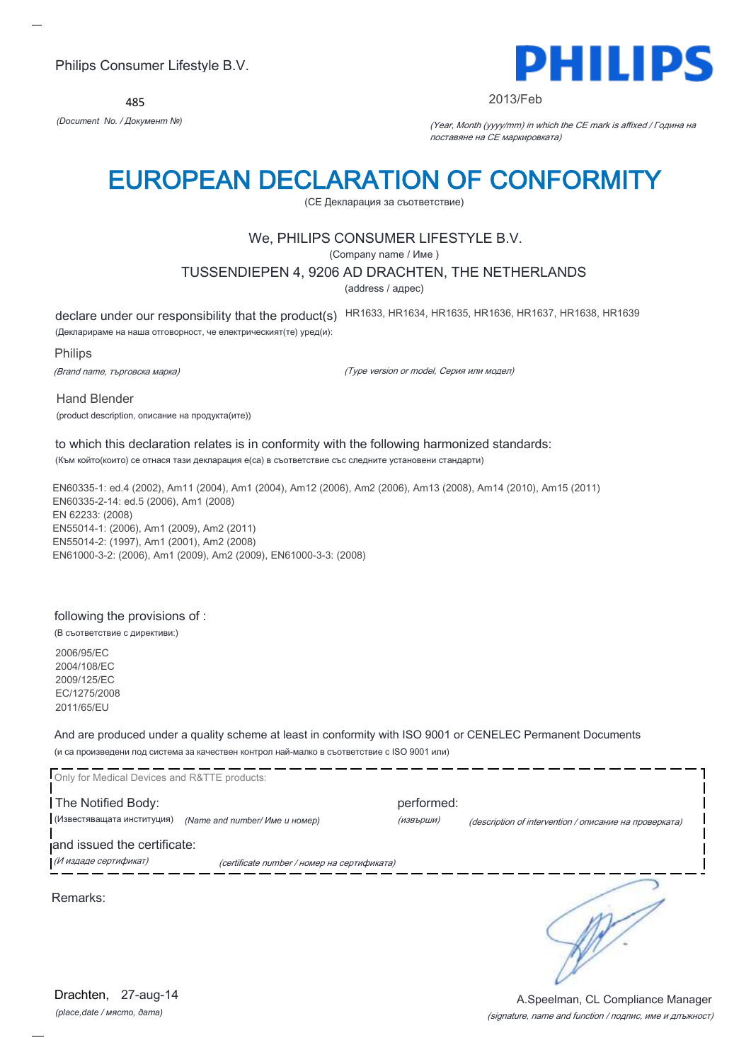Philips Consumer Lifestyle B.V.

PHILIPS

485

*(Document No. / Документ №)*

2013/Feb

*(Year, Month (yyyy/mm) in which the CE mark is affixed / Година на поставяне на CE маркировката)*

# EUROPEAN DECLARATION OF CONFORMITY

(CE Декларация за съответствие)

We, PHILIPS CONSUMER LIFESTYLE B.V.

(Company name / Име )

TUSSENDIEPEN 4, 9206 AD DRACHTEN, THE NETHERLANDS

(address / адрес)

declare under our responsibility that the product(s) HR1633, HR1634, HR1635, HR1636, HR1637, HR1638, HR1639

(Декларираме на наша отговорност, че електрическият(те) уред(и):

Philips

*(Brand name, търговска марка)*

*(Type version or model, Серия или модел)*

Hand Blender

(product description, описание на продукта(ите))

to which this declaration relates is in conformity with the following harmonized standards:

(Към който(които) се отнася тази декларация е(са) в съответствие със следните установени стандарти)

EN60335-1: ed.4 (2002), Am11 (2004), Am1 (2004), Am12 (2006), Am2 (2006), Am13 (2008), Am14 (2010), Am15 (2011)
EN60335-2-14: ed.5 (2006), Am1 (2008)
EN 62233: (2008)
EN55014-1: (2006), Am1 (2009), Am2 (2011)
EN55014-2: (1997), Am1 (2001), Am2 (2008)
EN61000-3-2: (2006), Am1 (2009), Am2 (2009), EN61000-3-3: (2008)

following the provisions of :

(В съответствие с директиви:)

2006/95/EC
2004/108/EC
2009/125/EC
EC/1275/2008
2011/65/EU

And are produced under a quality scheme at least in conformity with ISO 9001 or CENELEC Permanent Documents

(и са произведени под система за качествен контрол най-малко в съответствие с ISO 9001 или)

Only for Medical Devices and R&TTE products:

The Notified Body: (Известяващата институция) *(Name and number/ Име и номер)*

performed: *(извърши)* *(description of intervention / описание на проверката)*

and issued the certificate: *(И издаде сертификат)* *(certificate number / номер на сертификата)*

Remarks:

Drachten, 27-aug-14

*(place,date / място, дата)*

A.Speelman, CL Compliance Manager

*(signature, name and function / подпис, име и длъжност)*